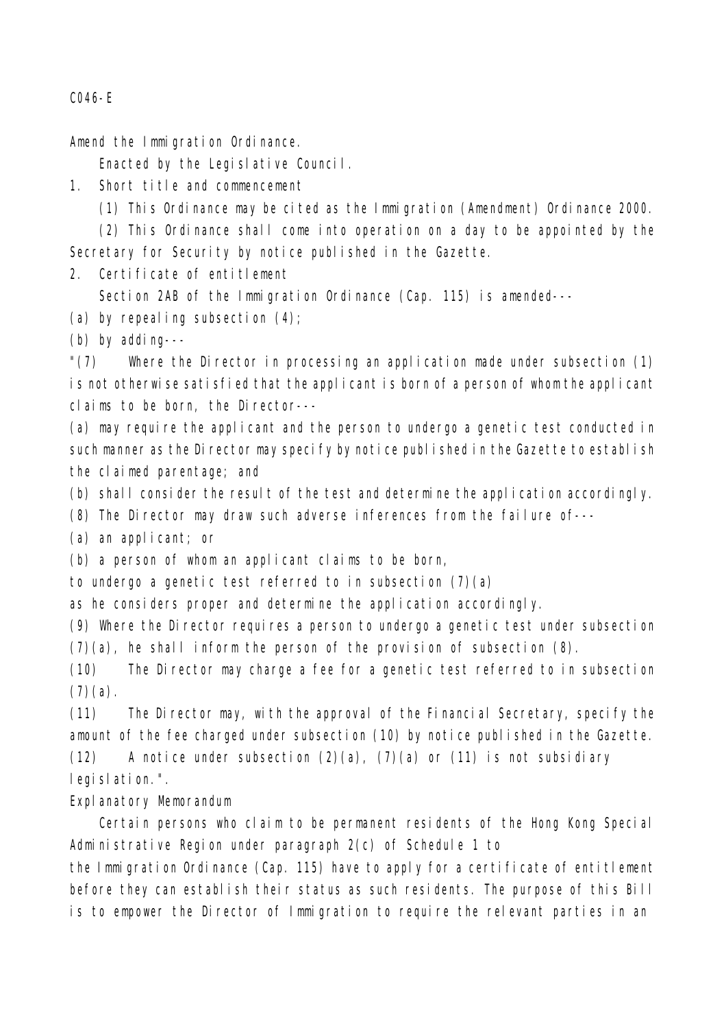C046-E

Amend the Immigration Ordinance.

Enacted by the Legislative Council.

1. Short title and commencement

(1) This Ordinance may be cited as the Immigration (Amendment) Ordinance 2000.

(2) This Ordinance shall come into operation on a day to be appointed by the Secretary for Security by notice published in the Gazette.

2. Certificate of entitlement

Section 2AB of the Immigration Ordinance (Cap. 115) is amended---

(a) by repealing subsection (4);

(b) by adding---

"(7) Where the Director in processing an application made under subsection (1) is not otherwise satisfied that the applicant is born of a person of whom the applicant claims to be born, the Director---

(a) may require the applicant and the person to undergo a genetic test conducted in such manner as the Director may specify by notice published in the Gazette to establish the claimed parentage; and

(b) shall consider the result of the test and determine the application accordingly.

(8) The Director may draw such adverse inferences from the failure of---

(a) an applicant; or

(b) a person of whom an applicant claims to be born,

to undergo a genetic test referred to in subsection (7)(a)

as he considers proper and determine the application accordingly.

(9) Where the Director requires a person to undergo a genetic test under subsection (7)(a), he shall inform the person of the provision of subsection (8).

(10) The Director may charge a fee for a genetic test referred to in subsection (7)(a).

(11) The Director may, with the approval of the Financial Secretary, specify the amount of the fee charged under subsection (10) by notice published in the Gazette.

(12) A notice under subsection (2)(a), (7)(a) or (11) is not subsidiary legislation.".

Explanatory Memorandum

Certain persons who claim to be permanent residents of the Hong Kong Special Administrative Region under paragraph 2(c) of Schedule 1 to the Immigration Ordinance (Cap. 115) have to apply for a certificate of entitlement before they can establish their status as such residents. The purpose of this Bill is to empower the Director of Immigration to require the relevant parties in an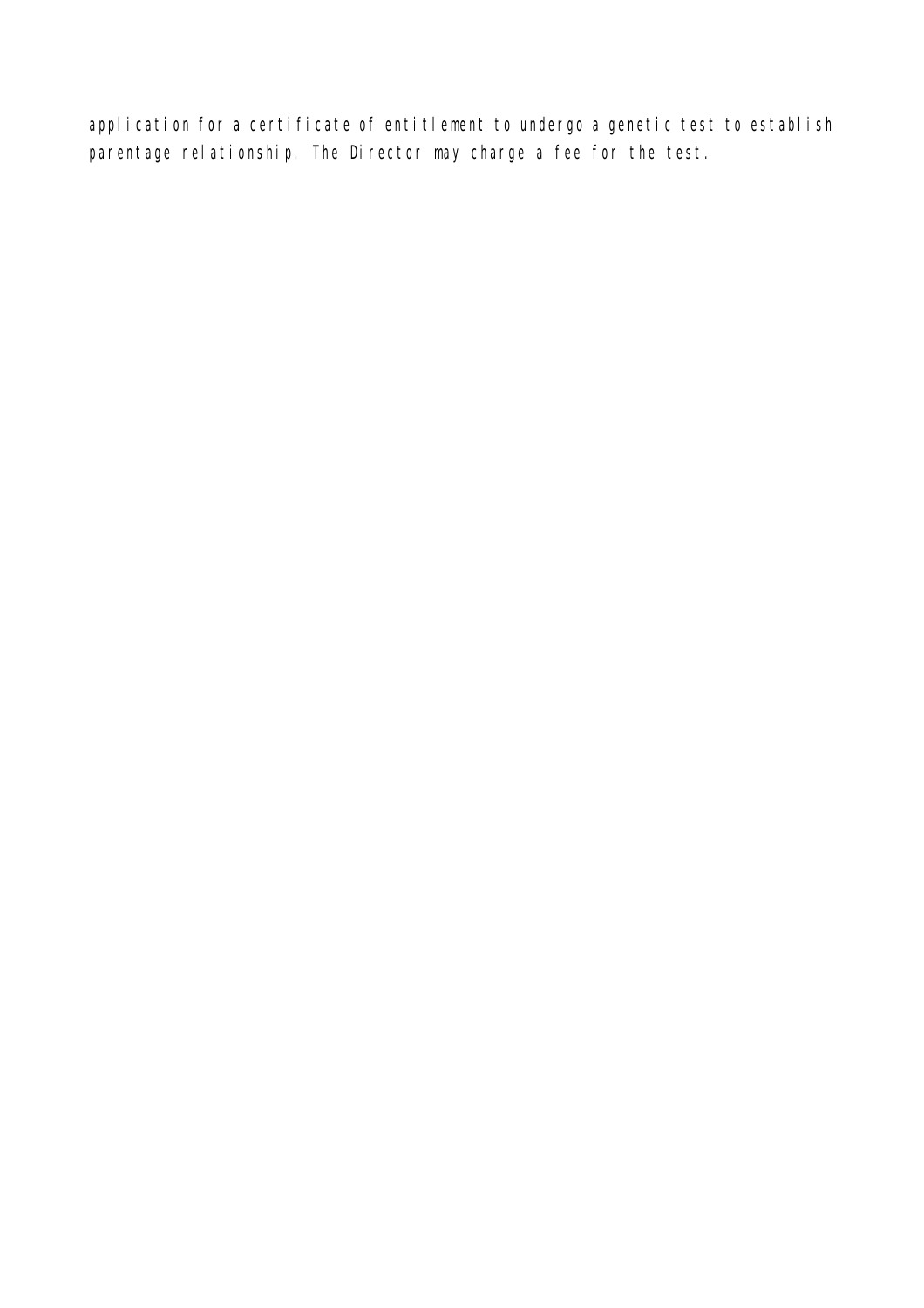application for a certificate of entitlement to undergo a genetic test to establish parentage relationship. The Director may charge a fee for the test.